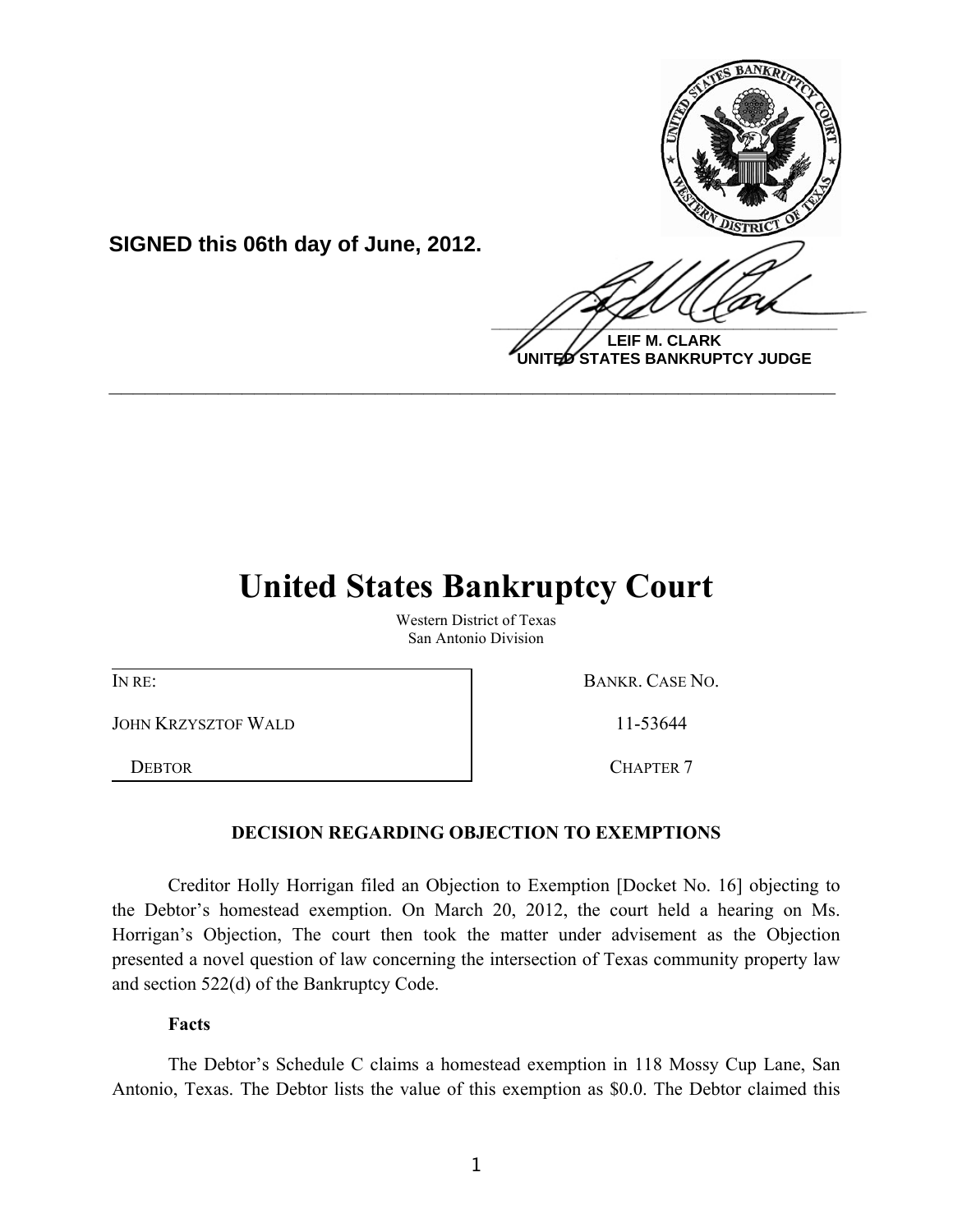**SIGNED this 06th day of June, 2012.**

**LEIF M. CLARK**
**UNITED STATES BANKRUPTCY JUDGE**

---

# United States Bankruptcy Court

Western District of Texas
San Antonio Division

| | |
|---|---|
| IN RE: | BANKR. CASE NO. |
| JOHN KRZYSZTOF WALD | 11-53644 |
| DEBTOR | CHAPTER 7 |

### DECISION REGARDING OBJECTION TO EXEMPTIONS

Creditor Holly Horrigan filed an Objection to Exemption [Docket No. 16] objecting to the Debtor's homestead exemption. On March 20, 2012, the court held a hearing on Ms. Horrigan's Objection, The court then took the matter under advisement as the Objection presented a novel question of law concerning the intersection of Texas community property law and section 522(d) of the Bankruptcy Code.

**Facts**

The Debtor's Schedule C claims a homestead exemption in 118 Mossy Cup Lane, San Antonio, Texas. The Debtor lists the value of this exemption as $0.0. The Debtor claimed this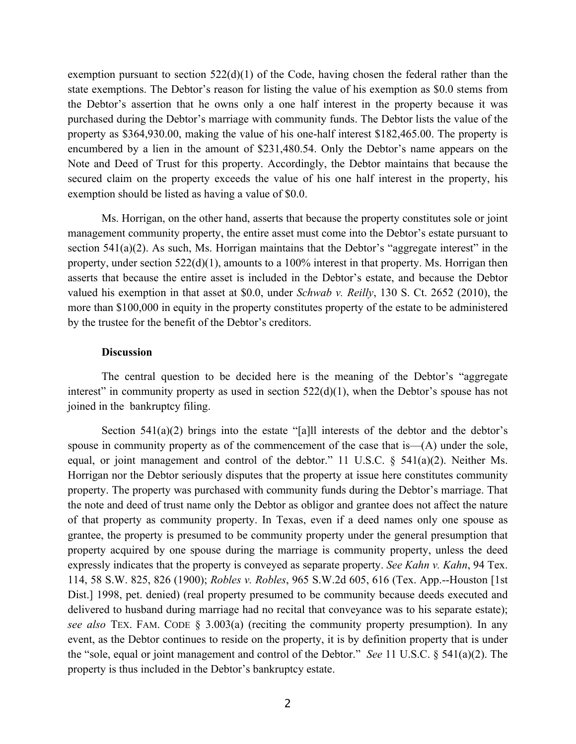exemption pursuant to section 522(d)(1) of the Code, having chosen the federal rather than the state exemptions. The Debtor's reason for listing the value of his exemption as $0.0 stems from the Debtor's assertion that he owns only a one half interest in the property because it was purchased during the Debtor's marriage with community funds. The Debtor lists the value of the property as $364,930.00, making the value of his one-half interest $182,465.00. The property is encumbered by a lien in the amount of $231,480.54. Only the Debtor's name appears on the Note and Deed of Trust for this property. Accordingly, the Debtor maintains that because the secured claim on the property exceeds the value of his one half interest in the property, his exemption should be listed as having a value of $0.0.

Ms. Horrigan, on the other hand, asserts that because the property constitutes sole or joint management community property, the entire asset must come into the Debtor's estate pursuant to section 541(a)(2). As such, Ms. Horrigan maintains that the Debtor's "aggregate interest" in the property, under section 522(d)(1), amounts to a 100% interest in that property. Ms. Horrigan then asserts that because the entire asset is included in the Debtor's estate, and because the Debtor valued his exemption in that asset at $0.0, under *Schwab v. Reilly*, 130 S. Ct. 2652 (2010), the more than $100,000 in equity in the property constitutes property of the estate to be administered by the trustee for the benefit of the Debtor's creditors.

**Discussion**

The central question to be decided here is the meaning of the Debtor's "aggregate interest" in community property as used in section 522(d)(1), when the Debtor's spouse has not joined in the bankruptcy filing.

Section 541(a)(2) brings into the estate "[a]ll interests of the debtor and the debtor's spouse in community property as of the commencement of the case that is—(A) under the sole, equal, or joint management and control of the debtor." 11 U.S.C. § 541(a)(2). Neither Ms. Horrigan nor the Debtor seriously disputes that the property at issue here constitutes community property. The property was purchased with community funds during the Debtor's marriage. That the note and deed of trust name only the Debtor as obligor and grantee does not affect the nature of that property as community property. In Texas, even if a deed names only one spouse as grantee, the property is presumed to be community property under the general presumption that property acquired by one spouse during the marriage is community property, unless the deed expressly indicates that the property is conveyed as separate property. *See Kahn v. Kahn*, 94 Tex. 114, 58 S.W. 825, 826 (1900); *Robles v. Robles*, 965 S.W.2d 605, 616 (Tex. App.--Houston [1st Dist.] 1998, pet. denied) (real property presumed to be community because deeds executed and delivered to husband during marriage had no recital that conveyance was to his separate estate); *see also* TEX. FAM. CODE § 3.003(a) (reciting the community property presumption). In any event, as the Debtor continues to reside on the property, it is by definition property that is under the "sole, equal or joint management and control of the Debtor." *See* 11 U.S.C. § 541(a)(2). The property is thus included in the Debtor's bankruptcy estate.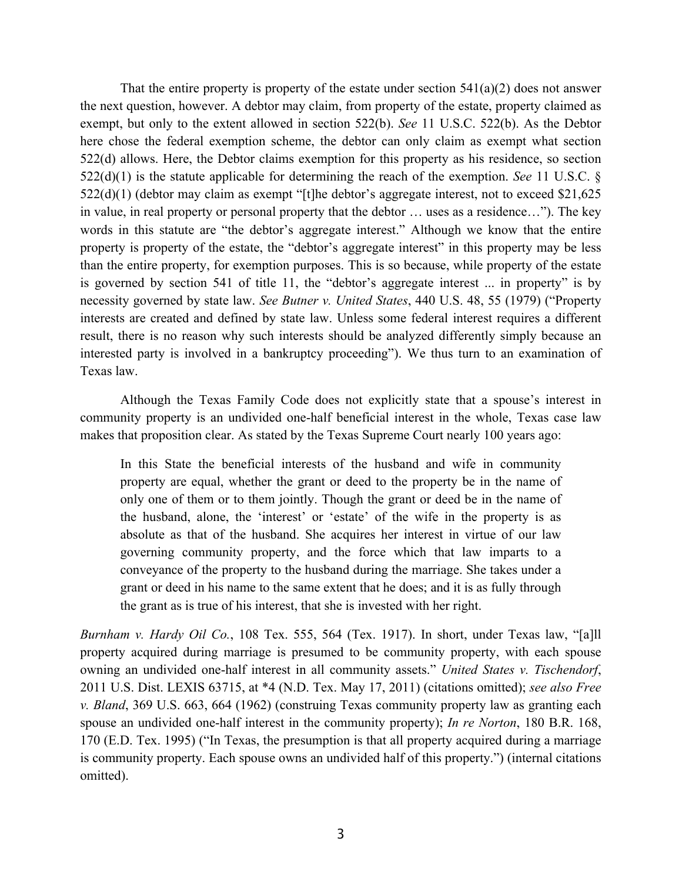That the entire property is property of the estate under section 541(a)(2) does not answer the next question, however. A debtor may claim, from property of the estate, property claimed as exempt, but only to the extent allowed in section 522(b). *See* 11 U.S.C. 522(b). As the Debtor here chose the federal exemption scheme, the debtor can only claim as exempt what section 522(d) allows. Here, the Debtor claims exemption for this property as his residence, so section 522(d)(1) is the statute applicable for determining the reach of the exemption. *See* 11 U.S.C. § 522(d)(1) (debtor may claim as exempt "[t]he debtor's aggregate interest, not to exceed $21,625 in value, in real property or personal property that the debtor … uses as a residence…"). The key words in this statute are "the debtor's aggregate interest." Although we know that the entire property is property of the estate, the "debtor's aggregate interest" in this property may be less than the entire property, for exemption purposes. This is so because, while property of the estate is governed by section 541 of title 11, the "debtor's aggregate interest ... in property" is by necessity governed by state law. *See Butner v. United States*, 440 U.S. 48, 55 (1979) ("Property interests are created and defined by state law. Unless some federal interest requires a different result, there is no reason why such interests should be analyzed differently simply because an interested party is involved in a bankruptcy proceeding"). We thus turn to an examination of Texas law.

Although the Texas Family Code does not explicitly state that a spouse's interest in community property is an undivided one-half beneficial interest in the whole, Texas case law makes that proposition clear. As stated by the Texas Supreme Court nearly 100 years ago:

> In this State the beneficial interests of the husband and wife in community property are equal, whether the grant or deed to the property be in the name of only one of them or to them jointly. Though the grant or deed be in the name of the husband, alone, the 'interest' or 'estate' of the wife in the property is as absolute as that of the husband. She acquires her interest in virtue of our law governing community property, and the force which that law imparts to a conveyance of the property to the husband during the marriage. She takes under a grant or deed in his name to the same extent that he does; and it is as fully through the grant as is true of his interest, that she is invested with her right.

*Burnham v. Hardy Oil Co.*, 108 Tex. 555, 564 (Tex. 1917). In short, under Texas law, "[a]ll property acquired during marriage is presumed to be community property, with each spouse owning an undivided one-half interest in all community assets." *United States v. Tischendorf*, 2011 U.S. Dist. LEXIS 63715, at *4 (N.D. Tex. May 17, 2011) (citations omitted); *see also Free v. Bland*, 369 U.S. 663, 664 (1962) (construing Texas community property law as granting each spouse an undivided one-half interest in the community property); *In re Norton*, 180 B.R. 168, 170 (E.D. Tex. 1995) ("In Texas, the presumption is that all property acquired during a marriage is community property. Each spouse owns an undivided half of this property.") (internal citations omitted).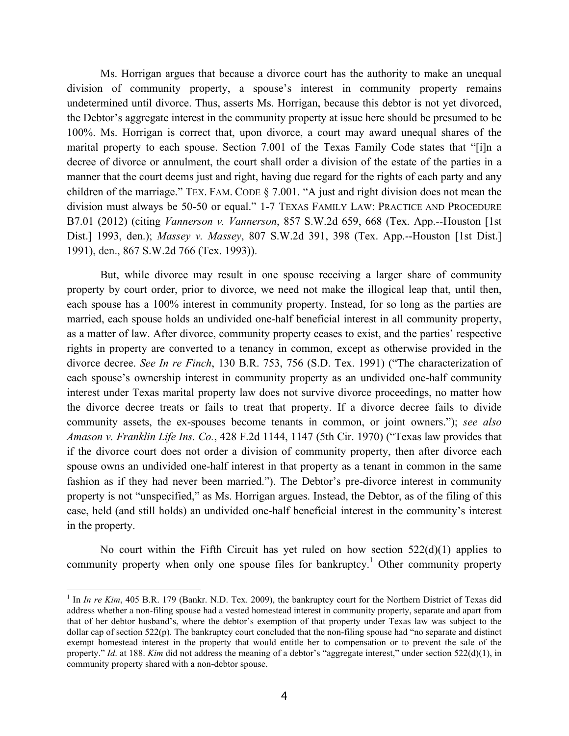Ms. Horrigan argues that because a divorce court has the authority to make an unequal division of community property, a spouse's interest in community property remains undetermined until divorce. Thus, asserts Ms. Horrigan, because this debtor is not yet divorced, the Debtor's aggregate interest in the community property at issue here should be presumed to be 100%. Ms. Horrigan is correct that, upon divorce, a court may award unequal shares of the marital property to each spouse. Section 7.001 of the Texas Family Code states that "[i]n a decree of divorce or annulment, the court shall order a division of the estate of the parties in a manner that the court deems just and right, having due regard for the rights of each party and any children of the marriage." TEX. FAM. CODE § 7.001. "A just and right division does not mean the division must always be 50-50 or equal." 1-7 TEXAS FAMILY LAW: PRACTICE AND PROCEDURE B7.01 (2012) (citing *Vannerson v. Vannerson*, 857 S.W.2d 659, 668 (Tex. App.--Houston [1st Dist.] 1993, den.); *Massey v. Massey*, 807 S.W.2d 391, 398 (Tex. App.--Houston [1st Dist.] 1991), den., 867 S.W.2d 766 (Tex. 1993)).

But, while divorce may result in one spouse receiving a larger share of community property by court order, prior to divorce, we need not make the illogical leap that, until then, each spouse has a 100% interest in community property. Instead, for so long as the parties are married, each spouse holds an undivided one-half beneficial interest in all community property, as a matter of law. After divorce, community property ceases to exist, and the parties' respective rights in property are converted to a tenancy in common, except as otherwise provided in the divorce decree. *See In re Finch*, 130 B.R. 753, 756 (S.D. Tex. 1991) ("The characterization of each spouse's ownership interest in community property as an undivided one-half community interest under Texas marital property law does not survive divorce proceedings, no matter how the divorce decree treats or fails to treat that property. If a divorce decree fails to divide community assets, the ex-spouses become tenants in common, or joint owners."); *see also Amason v. Franklin Life Ins. Co.*, 428 F.2d 1144, 1147 (5th Cir. 1970) ("Texas law provides that if the divorce court does not order a division of community property, then after divorce each spouse owns an undivided one-half interest in that property as a tenant in common in the same fashion as if they had never been married."). The Debtor's pre-divorce interest in community property is not "unspecified," as Ms. Horrigan argues. Instead, the Debtor, as of the filing of this case, held (and still holds) an undivided one-half beneficial interest in the community's interest in the property.

No court within the Fifth Circuit has yet ruled on how section 522(d)(1) applies to community property when only one spouse files for bankruptcy.[1] Other community property

---

[1] In *In re Kim*, 405 B.R. 179 (Bankr. N.D. Tex. 2009), the bankruptcy court for the Northern District of Texas did address whether a non-filing spouse had a vested homestead interest in community property, separate and apart from that of her debtor husband's, where the debtor's exemption of that property under Texas law was subject to the dollar cap of section 522(p). The bankruptcy court concluded that the non-filing spouse had "no separate and distinct exempt homestead interest in the property that would entitle her to compensation or to prevent the sale of the property." *Id*. at 188. *Kim* did not address the meaning of a debtor's "aggregate interest," under section 522(d)(1), in community property shared with a non-debtor spouse.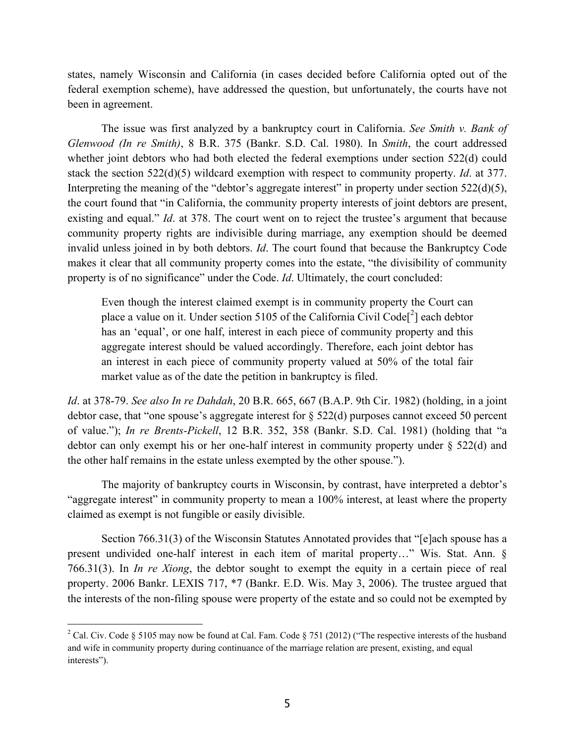states, namely Wisconsin and California (in cases decided before California opted out of the federal exemption scheme), have addressed the question, but unfortunately, the courts have not been in agreement.

The issue was first analyzed by a bankruptcy court in California. *See Smith v. Bank of Glenwood (In re Smith)*, 8 B.R. 375 (Bankr. S.D. Cal. 1980). In *Smith*, the court addressed whether joint debtors who had both elected the federal exemptions under section 522(d) could stack the section 522(d)(5) wildcard exemption with respect to community property. *Id*. at 377. Interpreting the meaning of the "debtor's aggregate interest" in property under section 522(d)(5), the court found that "in California, the community property interests of joint debtors are present, existing and equal." *Id*. at 378. The court went on to reject the trustee's argument that because community property rights are indivisible during marriage, any exemption should be deemed invalid unless joined in by both debtors. *Id*. The court found that because the Bankruptcy Code makes it clear that all community property comes into the estate, "the divisibility of community property is of no significance" under the Code. *Id*. Ultimately, the court concluded:

> Even though the interest claimed exempt is in community property the Court can place a value on it. Under section 5105 of the California Civil Code[2] each debtor has an 'equal', or one half, interest in each piece of community property and this aggregate interest should be valued accordingly. Therefore, each joint debtor has an interest in each piece of community property valued at 50% of the total fair market value as of the date the petition in bankruptcy is filed.

*Id*. at 378-79. *See also In re Dahdah*, 20 B.R. 665, 667 (B.A.P. 9th Cir. 1982) (holding, in a joint debtor case, that "one spouse's aggregate interest for § 522(d) purposes cannot exceed 50 percent of value."); *In re Brents-Pickell*, 12 B.R. 352, 358 (Bankr. S.D. Cal. 1981) (holding that "a debtor can only exempt his or her one-half interest in community property under § 522(d) and the other half remains in the estate unless exempted by the other spouse.").

The majority of bankruptcy courts in Wisconsin, by contrast, have interpreted a debtor's "aggregate interest" in community property to mean a 100% interest, at least where the property claimed as exempt is not fungible or easily divisible.

Section 766.31(3) of the Wisconsin Statutes Annotated provides that "[e]ach spouse has a present undivided one-half interest in each item of marital property…" Wis. Stat. Ann. § 766.31(3). In *In re Xiong*, the debtor sought to exempt the equity in a certain piece of real property. 2006 Bankr. LEXIS 717, *7 (Bankr. E.D. Wis. May 3, 2006). The trustee argued that the interests of the non-filing spouse were property of the estate and so could not be exempted by

---

[2] Cal. Civ. Code § 5105 may now be found at Cal. Fam. Code § 751 (2012) ("The respective interests of the husband and wife in community property during continuance of the marriage relation are present, existing, and equal interests").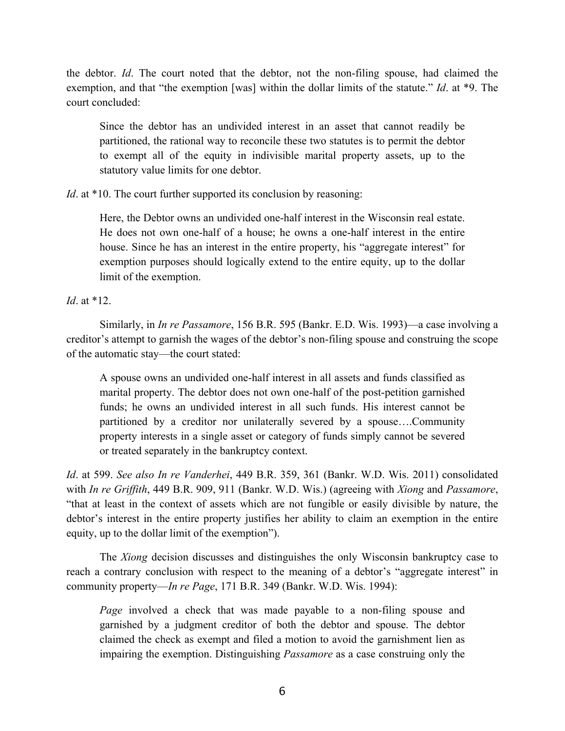the debtor. *Id*. The court noted that the debtor, not the non-filing spouse, had claimed the exemption, and that "the exemption [was] within the dollar limits of the statute." *Id*. at *9. The court concluded:

> Since the debtor has an undivided interest in an asset that cannot readily be partitioned, the rational way to reconcile these two statutes is to permit the debtor to exempt all of the equity in indivisible marital property assets, up to the statutory value limits for one debtor.

*Id*. at *10. The court further supported its conclusion by reasoning:

> Here, the Debtor owns an undivided one-half interest in the Wisconsin real estate. He does not own one-half of a house; he owns a one-half interest in the entire house. Since he has an interest in the entire property, his "aggregate interest" for exemption purposes should logically extend to the entire equity, up to the dollar limit of the exemption.

*Id*. at *12.

Similarly, in *In re Passamore*, 156 B.R. 595 (Bankr. E.D. Wis. 1993)—a case involving a creditor's attempt to garnish the wages of the debtor's non-filing spouse and construing the scope of the automatic stay—the court stated:

> A spouse owns an undivided one-half interest in all assets and funds classified as marital property. The debtor does not own one-half of the post-petition garnished funds; he owns an undivided interest in all such funds. His interest cannot be partitioned by a creditor nor unilaterally severed by a spouse….Community property interests in a single asset or category of funds simply cannot be severed or treated separately in the bankruptcy context.

*Id*. at 599. *See also In re Vanderhei*, 449 B.R. 359, 361 (Bankr. W.D. Wis. 2011) consolidated with *In re Griffith*, 449 B.R. 909, 911 (Bankr. W.D. Wis.) (agreeing with *Xiong* and *Passamore*, "that at least in the context of assets which are not fungible or easily divisible by nature, the debtor's interest in the entire property justifies her ability to claim an exemption in the entire equity, up to the dollar limit of the exemption").

The *Xiong* decision discusses and distinguishes the only Wisconsin bankruptcy case to reach a contrary conclusion with respect to the meaning of a debtor's "aggregate interest" in community property—*In re Page*, 171 B.R. 349 (Bankr. W.D. Wis. 1994):

> *Page* involved a check that was made payable to a non-filing spouse and garnished by a judgment creditor of both the debtor and spouse. The debtor claimed the check as exempt and filed a motion to avoid the garnishment lien as impairing the exemption. Distinguishing *Passamore* as a case construing only the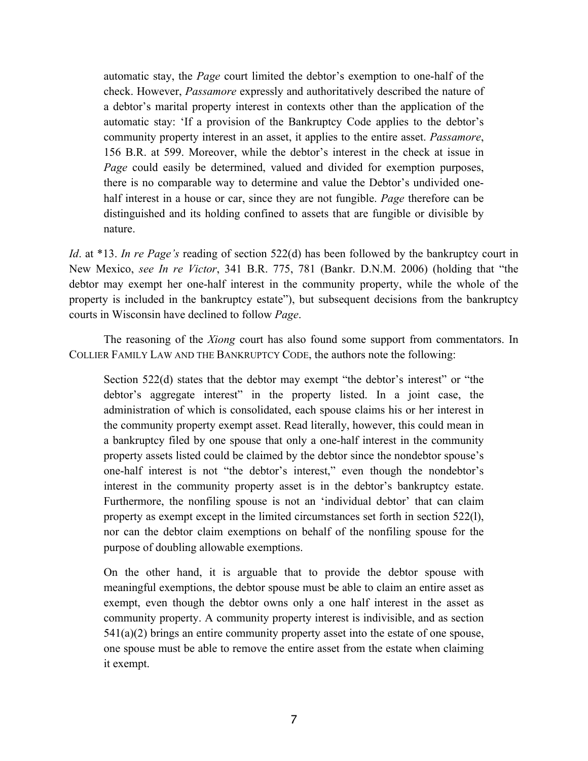> automatic stay, the *Page* court limited the debtor's exemption to one-half of the check. However, *Passamore* expressly and authoritatively described the nature of a debtor's marital property interest in contexts other than the application of the automatic stay: 'If a provision of the Bankruptcy Code applies to the debtor's community property interest in an asset, it applies to the entire asset. *Passamore*, 156 B.R. at 599. Moreover, while the debtor's interest in the check at issue in *Page* could easily be determined, valued and divided for exemption purposes, there is no comparable way to determine and value the Debtor's undivided one-half interest in a house or car, since they are not fungible. *Page* therefore can be distinguished and its holding confined to assets that are fungible or divisible by nature.

*Id*. at *13. *In re Page's* reading of section 522(d) has been followed by the bankruptcy court in New Mexico, *see In re Victor*, 341 B.R. 775, 781 (Bankr. D.N.M. 2006) (holding that "the debtor may exempt her one-half interest in the community property, while the whole of the property is included in the bankruptcy estate"), but subsequent decisions from the bankruptcy courts in Wisconsin have declined to follow *Page*.

The reasoning of the *Xiong* court has also found some support from commentators. In COLLIER FAMILY LAW AND THE BANKRUPTCY CODE, the authors note the following:

> Section 522(d) states that the debtor may exempt "the debtor's interest" or "the debtor's aggregate interest" in the property listed. In a joint case, the administration of which is consolidated, each spouse claims his or her interest in the community property exempt asset. Read literally, however, this could mean in a bankruptcy filed by one spouse that only a one-half interest in the community property assets listed could be claimed by the debtor since the nondebtor spouse's one-half interest is not "the debtor's interest," even though the nondebtor's interest in the community property asset is in the debtor's bankruptcy estate. Furthermore, the nonfiling spouse is not an 'individual debtor' that can claim property as exempt except in the limited circumstances set forth in section 522(l), nor can the debtor claim exemptions on behalf of the nonfiling spouse for the purpose of doubling allowable exemptions.
>
> On the other hand, it is arguable that to provide the debtor spouse with meaningful exemptions, the debtor spouse must be able to claim an entire asset as exempt, even though the debtor owns only a one half interest in the asset as community property. A community property interest is indivisible, and as section 541(a)(2) brings an entire community property asset into the estate of one spouse, one spouse must be able to remove the entire asset from the estate when claiming it exempt.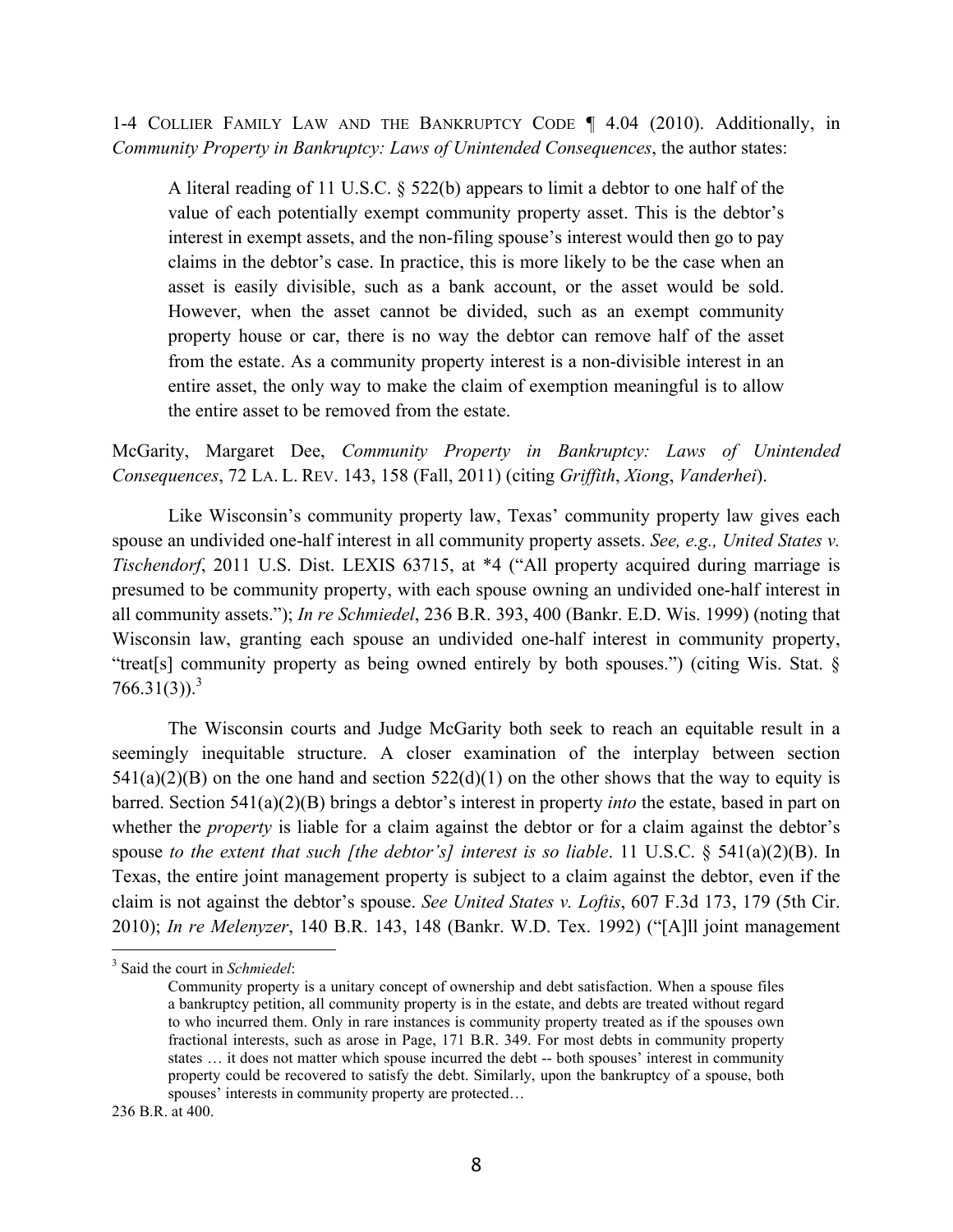1-4 COLLIER FAMILY LAW AND THE BANKRUPTCY CODE ¶ 4.04 (2010). Additionally, in *Community Property in Bankruptcy: Laws of Unintended Consequences*, the author states:

> A literal reading of 11 U.S.C. § 522(b) appears to limit a debtor to one half of the value of each potentially exempt community property asset. This is the debtor's interest in exempt assets, and the non-filing spouse's interest would then go to pay claims in the debtor's case. In practice, this is more likely to be the case when an asset is easily divisible, such as a bank account, or the asset would be sold. However, when the asset cannot be divided, such as an exempt community property house or car, there is no way the debtor can remove half of the asset from the estate. As a community property interest is a non-divisible interest in an entire asset, the only way to make the claim of exemption meaningful is to allow the entire asset to be removed from the estate.

McGarity, Margaret Dee, *Community Property in Bankruptcy: Laws of Unintended Consequences*, 72 LA. L. REV. 143, 158 (Fall, 2011) (citing *Griffith*, *Xiong*, *Vanderhei*).

Like Wisconsin's community property law, Texas' community property law gives each spouse an undivided one-half interest in all community property assets. *See, e.g., United States v. Tischendorf*, 2011 U.S. Dist. LEXIS 63715, at *4 ("All property acquired during marriage is presumed to be community property, with each spouse owning an undivided one-half interest in all community assets."); *In re Schmiedel*, 236 B.R. 393, 400 (Bankr. E.D. Wis. 1999) (noting that Wisconsin law, granting each spouse an undivided one-half interest in community property, "treat[s] community property as being owned entirely by both spouses.") (citing Wis. Stat. § 766.31(3)).[3]

The Wisconsin courts and Judge McGarity both seek to reach an equitable result in a seemingly inequitable structure. A closer examination of the interplay between section 541(a)(2)(B) on the one hand and section 522(d)(1) on the other shows that the way to equity is barred. Section 541(a)(2)(B) brings a debtor's interest in property *into* the estate, based in part on whether the *property* is liable for a claim against the debtor or for a claim against the debtor's spouse *to the extent that such [the debtor's] interest is so liable*. 11 U.S.C. § 541(a)(2)(B). In Texas, the entire joint management property is subject to a claim against the debtor, even if the claim is not against the debtor's spouse. *See United States v. Loftis*, 607 F.3d 173, 179 (5th Cir. 2010); *In re Melenyzer*, 140 B.R. 143, 148 (Bankr. W.D. Tex. 1992) ("[A]ll joint management

---

[3] Said the court in *Schmiedel*:

> Community property is a unitary concept of ownership and debt satisfaction. When a spouse files a bankruptcy petition, all community property is in the estate, and debts are treated without regard to who incurred them. Only in rare instances is community property treated as if the spouses own fractional interests, such as arose in Page, 171 B.R. 349. For most debts in community property states … it does not matter which spouse incurred the debt -- both spouses' interest in community property could be recovered to satisfy the debt. Similarly, upon the bankruptcy of a spouse, both spouses' interests in community property are protected…

236 B.R. at 400.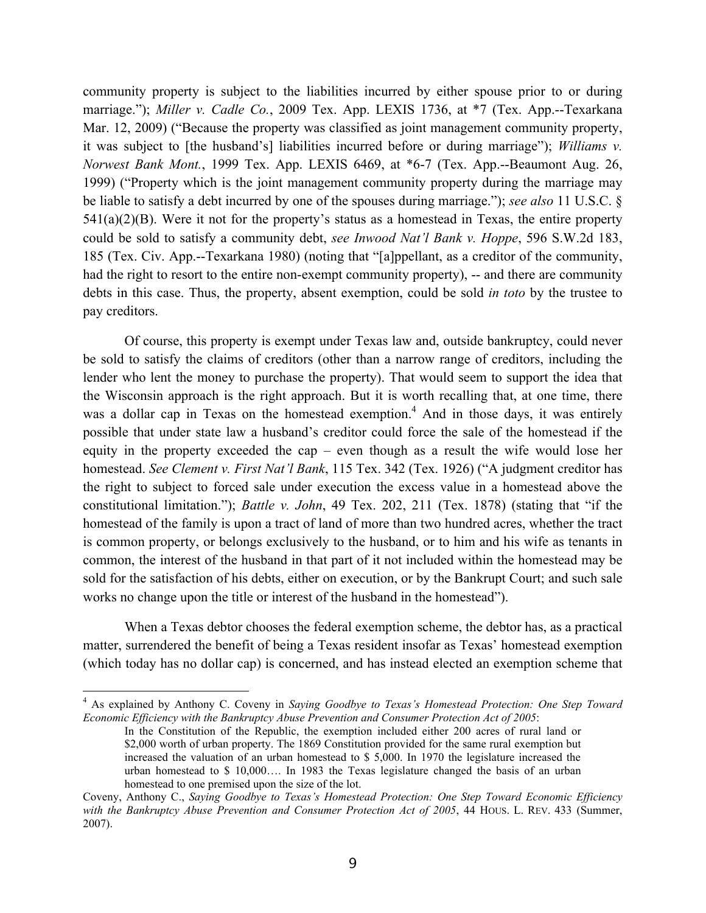community property is subject to the liabilities incurred by either spouse prior to or during marriage."); *Miller v. Cadle Co.*, 2009 Tex. App. LEXIS 1736, at *7 (Tex. App.--Texarkana Mar. 12, 2009) ("Because the property was classified as joint management community property, it was subject to [the husband's] liabilities incurred before or during marriage"); *Williams v. Norwest Bank Mont.*, 1999 Tex. App. LEXIS 6469, at *6-7 (Tex. App.--Beaumont Aug. 26, 1999) ("Property which is the joint management community property during the marriage may be liable to satisfy a debt incurred by one of the spouses during marriage."); *see also* 11 U.S.C. § 541(a)(2)(B). Were it not for the property's status as a homestead in Texas, the entire property could be sold to satisfy a community debt, *see Inwood Nat'l Bank v. Hoppe*, 596 S.W.2d 183, 185 (Tex. Civ. App.--Texarkana 1980) (noting that "[a]ppellant, as a creditor of the community, had the right to resort to the entire non-exempt community property), -- and there are community debts in this case. Thus, the property, absent exemption, could be sold *in toto* by the trustee to pay creditors.

Of course, this property is exempt under Texas law and, outside bankruptcy, could never be sold to satisfy the claims of creditors (other than a narrow range of creditors, including the lender who lent the money to purchase the property). That would seem to support the idea that the Wisconsin approach is the right approach. But it is worth recalling that, at one time, there was a dollar cap in Texas on the homestead exemption.[4] And in those days, it was entirely possible that under state law a husband's creditor could force the sale of the homestead if the equity in the property exceeded the cap – even though as a result the wife would lose her homestead. *See Clement v. First Nat'l Bank*, 115 Tex. 342 (Tex. 1926) ("A judgment creditor has the right to subject to forced sale under execution the excess value in a homestead above the constitutional limitation."); *Battle v. John*, 49 Tex. 202, 211 (Tex. 1878) (stating that "if the homestead of the family is upon a tract of land of more than two hundred acres, whether the tract is common property, or belongs exclusively to the husband, or to him and his wife as tenants in common, the interest of the husband in that part of it not included within the homestead may be sold for the satisfaction of his debts, either on execution, or by the Bankrupt Court; and such sale works no change upon the title or interest of the husband in the homestead").

When a Texas debtor chooses the federal exemption scheme, the debtor has, as a practical matter, surrendered the benefit of being a Texas resident insofar as Texas' homestead exemption (which today has no dollar cap) is concerned, and has instead elected an exemption scheme that

---

[4] As explained by Anthony C. Coveny in *Saying Goodbye to Texas's Homestead Protection: One Step Toward Economic Efficiency with the Bankruptcy Abuse Prevention and Consumer Protection Act of 2005*:

> In the Constitution of the Republic, the exemption included either 200 acres of rural land or \$2,000 worth of urban property. The 1869 Constitution provided for the same rural exemption but increased the valuation of an urban homestead to \$ 5,000. In 1970 the legislature increased the urban homestead to \$ 10,000…. In 1983 the Texas legislature changed the basis of an urban homestead to one premised upon the size of the lot.

Coveny, Anthony C., *Saying Goodbye to Texas's Homestead Protection: One Step Toward Economic Efficiency with the Bankruptcy Abuse Prevention and Consumer Protection Act of 2005*, 44 HOUS. L. REV. 433 (Summer, 2007).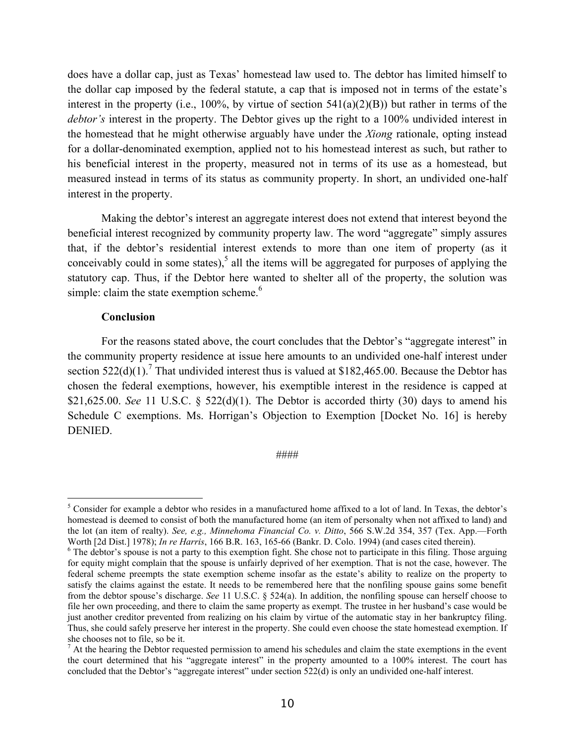does have a dollar cap, just as Texas' homestead law used to. The debtor has limited himself to the dollar cap imposed by the federal statute, a cap that is imposed not in terms of the estate's interest in the property (i.e., 100%, by virtue of section 541(a)(2)(B)) but rather in terms of the *debtor's* interest in the property. The Debtor gives up the right to a 100% undivided interest in the homestead that he might otherwise arguably have under the *Xiong* rationale, opting instead for a dollar-denominated exemption, applied not to his homestead interest as such, but rather to his beneficial interest in the property, measured not in terms of its use as a homestead, but measured instead in terms of its status as community property. In short, an undivided one-half interest in the property.

Making the debtor's interest an aggregate interest does not extend that interest beyond the beneficial interest recognized by community property law. The word "aggregate" simply assures that, if the debtor's residential interest extends to more than one item of property (as it conceivably could in some states),[5] all the items will be aggregated for purposes of applying the statutory cap. Thus, if the Debtor here wanted to shelter all of the property, the solution was simple: claim the state exemption scheme.[6]

**Conclusion**

For the reasons stated above, the court concludes that the Debtor's "aggregate interest" in the community property residence at issue here amounts to an undivided one-half interest under section 522(d)(1).[7] That undivided interest thus is valued at $182,465.00. Because the Debtor has chosen the federal exemptions, however, his exemptible interest in the residence is capped at $21,625.00. *See* 11 U.S.C. § 522(d)(1). The Debtor is accorded thirty (30) days to amend his Schedule C exemptions. Ms. Horrigan's Objection to Exemption [Docket No. 16] is hereby DENIED.

####

---

[5] Consider for example a debtor who resides in a manufactured home affixed to a lot of land. In Texas, the debtor's homestead is deemed to consist of both the manufactured home (an item of personalty when not affixed to land) and the lot (an item of realty). *See, e.g., Minnehoma Financial Co. v. Ditto*, 566 S.W.2d 354, 357 (Tex. App.—Forth Worth [2d Dist.] 1978); *In re Harris*, 166 B.R. 163, 165-66 (Bankr. D. Colo. 1994) (and cases cited therein).

[6] The debtor's spouse is not a party to this exemption fight. She chose not to participate in this filing. Those arguing for equity might complain that the spouse is unfairly deprived of her exemption. That is not the case, however. The federal scheme preempts the state exemption scheme insofar as the estate's ability to realize on the property to satisfy the claims against the estate. It needs to be remembered here that the nonfiling spouse gains some benefit from the debtor spouse's discharge. *See* 11 U.S.C. § 524(a). In addition, the nonfiling spouse can herself choose to file her own proceeding, and there to claim the same property as exempt. The trustee in her husband's case would be just another creditor prevented from realizing on his claim by virtue of the automatic stay in her bankruptcy filing. Thus, she could safely preserve her interest in the property. She could even choose the state homestead exemption. If she chooses not to file, so be it.

[7] At the hearing the Debtor requested permission to amend his schedules and claim the state exemptions in the event the court determined that his "aggregate interest" in the property amounted to a 100% interest. The court has concluded that the Debtor's "aggregate interest" under section 522(d) is only an undivided one-half interest.